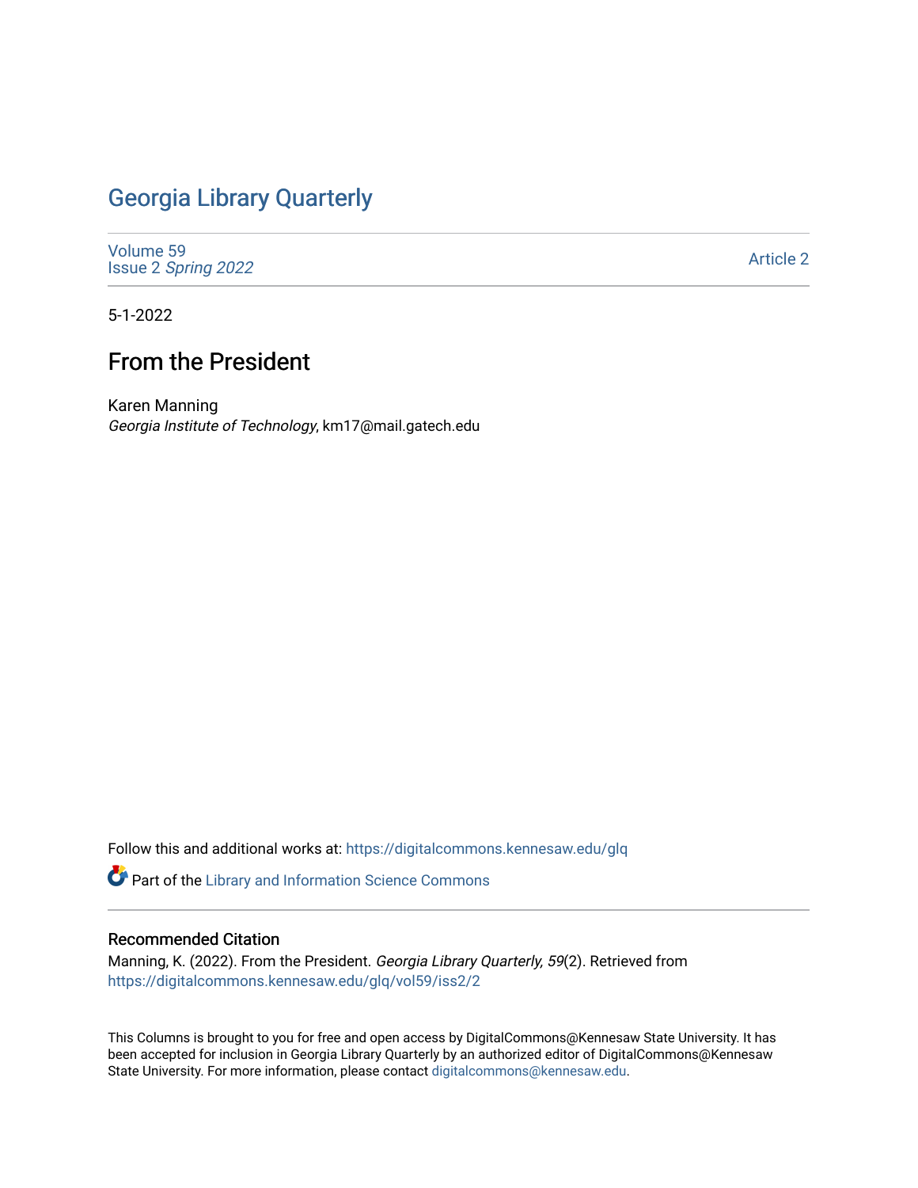# Georgia Library Quarterly

Volume 59
Issue 2 *Spring 2022*

Article 2

5-1-2022

## From the President

Karen Manning
*Georgia Institute of Technology*, km17@mail.gatech.edu

Follow this and additional works at: https://digitalcommons.kennesaw.edu/glq

Part of the Library and Information Science Commons

### Recommended Citation

Manning, K. (2022). From the President. *Georgia Library Quarterly, 59*(2). Retrieved from https://digitalcommons.kennesaw.edu/glq/vol59/iss2/2

This Columns is brought to you for free and open access by DigitalCommons@Kennesaw State University. It has been accepted for inclusion in Georgia Library Quarterly by an authorized editor of DigitalCommons@Kennesaw State University. For more information, please contact digitalcommons@kennesaw.edu.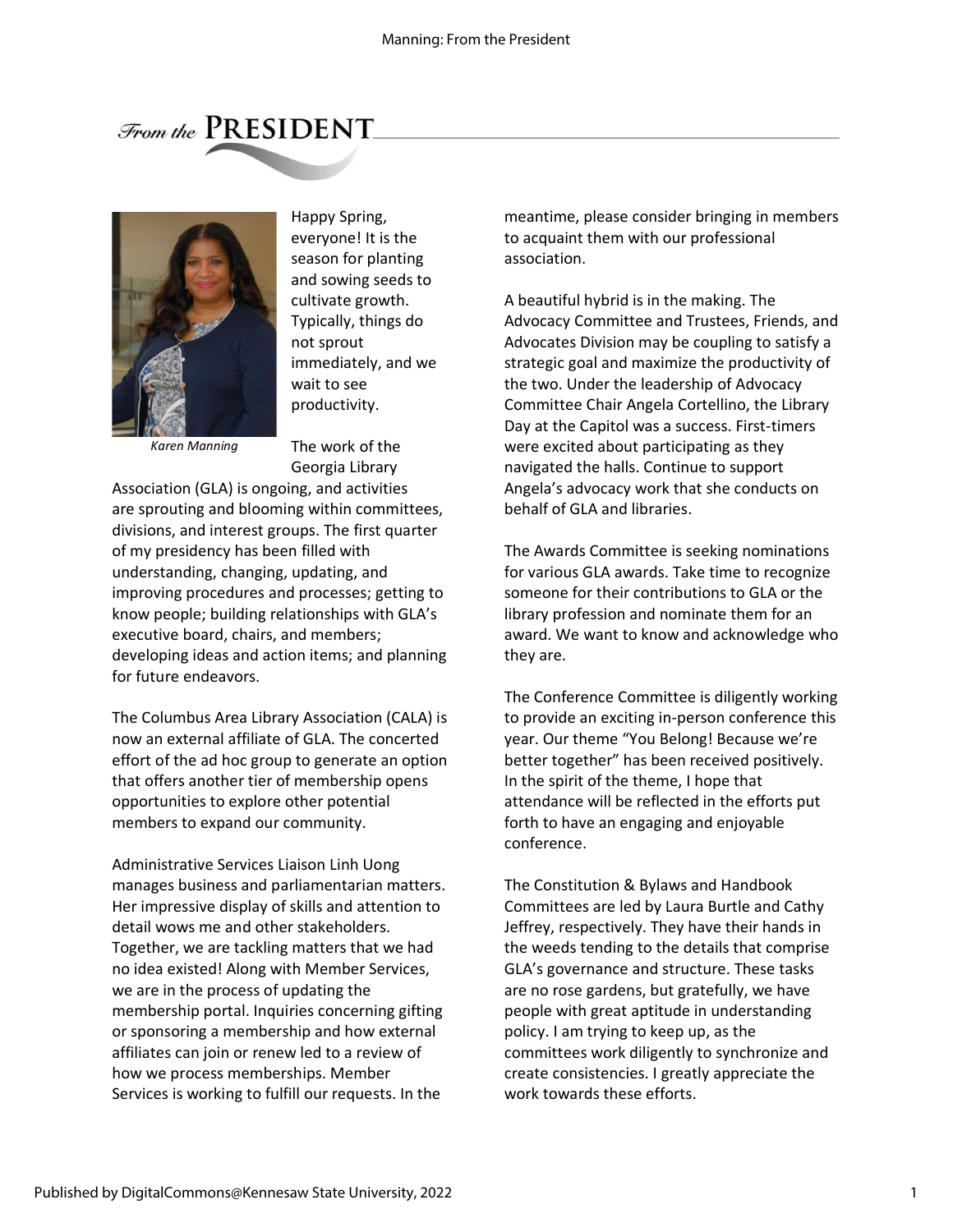# From the PRESIDENT

*Karen Manning*

Happy Spring, everyone! It is the season for planting and sowing seeds to cultivate growth. Typically, things do not sprout immediately, and we wait to see productivity.

The work of the Georgia Library Association (GLA) is ongoing, and activities are sprouting and blooming within committees, divisions, and interest groups. The first quarter of my presidency has been filled with understanding, changing, updating, and improving procedures and processes; getting to know people; building relationships with GLA's executive board, chairs, and members; developing ideas and action items; and planning for future endeavors.

The Columbus Area Library Association (CALA) is now an external affiliate of GLA. The concerted effort of the ad hoc group to generate an option that offers another tier of membership opens opportunities to explore other potential members to expand our community.

Administrative Services Liaison Linh Uong manages business and parliamentarian matters. Her impressive display of skills and attention to detail wows me and other stakeholders. Together, we are tackling matters that we had no idea existed! Along with Member Services, we are in the process of updating the membership portal. Inquiries concerning gifting or sponsoring a membership and how external affiliates can join or renew led to a review of how we process memberships. Member Services is working to fulfill our requests. In the meantime, please consider bringing in members to acquaint them with our professional association.

A beautiful hybrid is in the making. The Advocacy Committee and Trustees, Friends, and Advocates Division may be coupling to satisfy a strategic goal and maximize the productivity of the two. Under the leadership of Advocacy Committee Chair Angela Cortellino, the Library Day at the Capitol was a success. First-timers were excited about participating as they navigated the halls. Continue to support Angela's advocacy work that she conducts on behalf of GLA and libraries.

The Awards Committee is seeking nominations for various GLA awards. Take time to recognize someone for their contributions to GLA or the library profession and nominate them for an award. We want to know and acknowledge who they are.

The Conference Committee is diligently working to provide an exciting in-person conference this year. Our theme "You Belong! Because we're better together" has been received positively. In the spirit of the theme, I hope that attendance will be reflected in the efforts put forth to have an engaging and enjoyable conference.

The Constitution & Bylaws and Handbook Committees are led by Laura Burtle and Cathy Jeffrey, respectively. They have their hands in the weeds tending to the details that comprise GLA's governance and structure. These tasks are no rose gardens, but gratefully, we have people with great aptitude in understanding policy. I am trying to keep up, as the committees work diligently to synchronize and create consistencies. I greatly appreciate the work towards these efforts.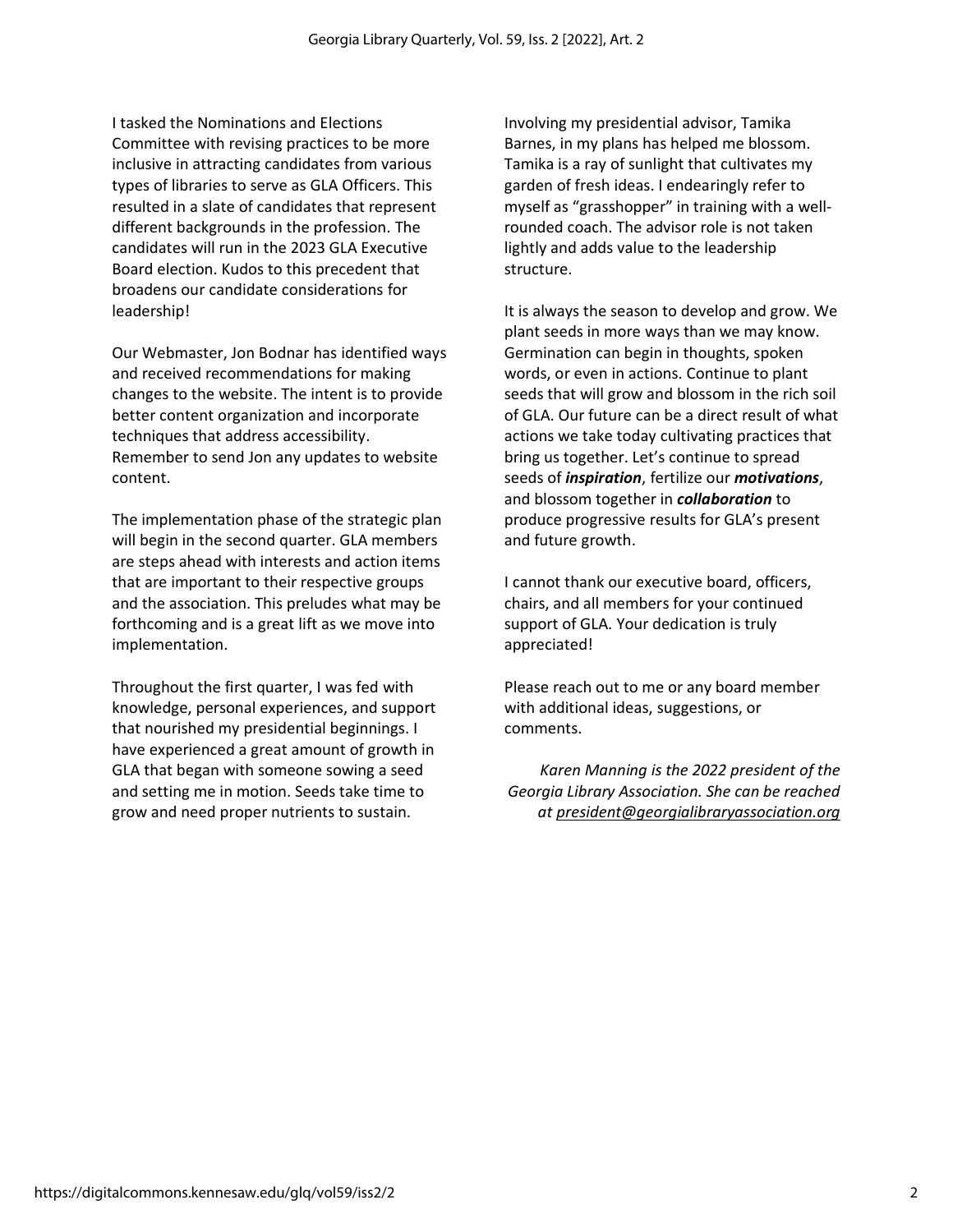I tasked the Nominations and Elections Committee with revising practices to be more inclusive in attracting candidates from various types of libraries to serve as GLA Officers. This resulted in a slate of candidates that represent different backgrounds in the profession. The candidates will run in the 2023 GLA Executive Board election. Kudos to this precedent that broadens our candidate considerations for leadership!

Our Webmaster, Jon Bodnar has identified ways and received recommendations for making changes to the website. The intent is to provide better content organization and incorporate techniques that address accessibility. Remember to send Jon any updates to website content.

The implementation phase of the strategic plan will begin in the second quarter. GLA members are steps ahead with interests and action items that are important to their respective groups and the association. This preludes what may be forthcoming and is a great lift as we move into implementation.

Throughout the first quarter, I was fed with knowledge, personal experiences, and support that nourished my presidential beginnings. I have experienced a great amount of growth in GLA that began with someone sowing a seed and setting me in motion. Seeds take time to grow and need proper nutrients to sustain.

Involving my presidential advisor, Tamika Barnes, in my plans has helped me blossom. Tamika is a ray of sunlight that cultivates my garden of fresh ideas. I endearingly refer to myself as "grasshopper" in training with a well-rounded coach. The advisor role is not taken lightly and adds value to the leadership structure.

It is always the season to develop and grow. We plant seeds in more ways than we may know. Germination can begin in thoughts, spoken words, or even in actions. Continue to plant seeds that will grow and blossom in the rich soil of GLA. Our future can be a direct result of what actions we take today cultivating practices that bring us together. Let's continue to spread seeds of ***inspiration***, fertilize our ***motivations***, and blossom together in ***collaboration*** to produce progressive results for GLA's present and future growth.

I cannot thank our executive board, officers, chairs, and all members for your continued support of GLA. Your dedication is truly appreciated!

Please reach out to me or any board member with additional ideas, suggestions, or comments.

*Karen Manning is the 2022 president of the Georgia Library Association. She can be reached at [president@georgialibraryassociation.org](mailto:president@georgialibraryassociation.org)*